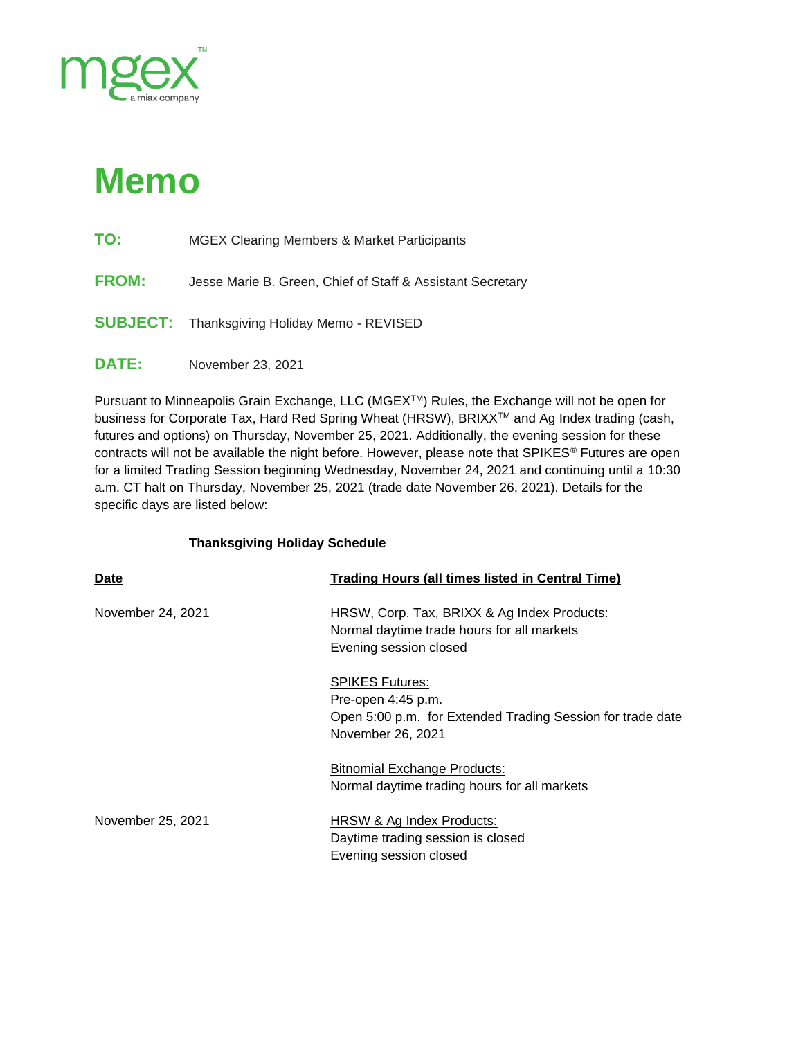mgex™
a miax company

# Memo

**TO:** MGEX Clearing Members & Market Participants

**FROM:** Jesse Marie B. Green, Chief of Staff & Assistant Secretary

**SUBJECT:** Thanksgiving Holiday Memo - REVISED

**DATE:** November 23, 2021

Pursuant to Minneapolis Grain Exchange, LLC (MGEX™) Rules, the Exchange will not be open for business for Corporate Tax, Hard Red Spring Wheat (HRSW), BRIXX™ and Ag Index trading (cash, futures and options) on Thursday, November 25, 2021. Additionally, the evening session for these contracts will not be available the night before. However, please note that SPIKES® Futures are open for a limited Trading Session beginning Wednesday, November 24, 2021 and continuing until a 10:30 a.m. CT halt on Thursday, November 25, 2021 (trade date November 26, 2021). Details for the specific days are listed below:

**Thanksgiving Holiday Schedule**

| Date | Trading Hours (all times listed in Central Time) |
| --- | --- |
| November 24, 2021 | HRSW, Corp. Tax, BRIXX & Ag Index Products:<br>Normal daytime trade hours for all markets<br>Evening session closed |
| | SPIKES Futures:<br>Pre-open 4:45 p.m.<br>Open 5:00 p.m. for Extended Trading Session for trade date November 26, 2021 |
| | Bitnomial Exchange Products:<br>Normal daytime trading hours for all markets |
| November 25, 2021 | HRSW & Ag Index Products:<br>Daytime trading session is closed<br>Evening session closed |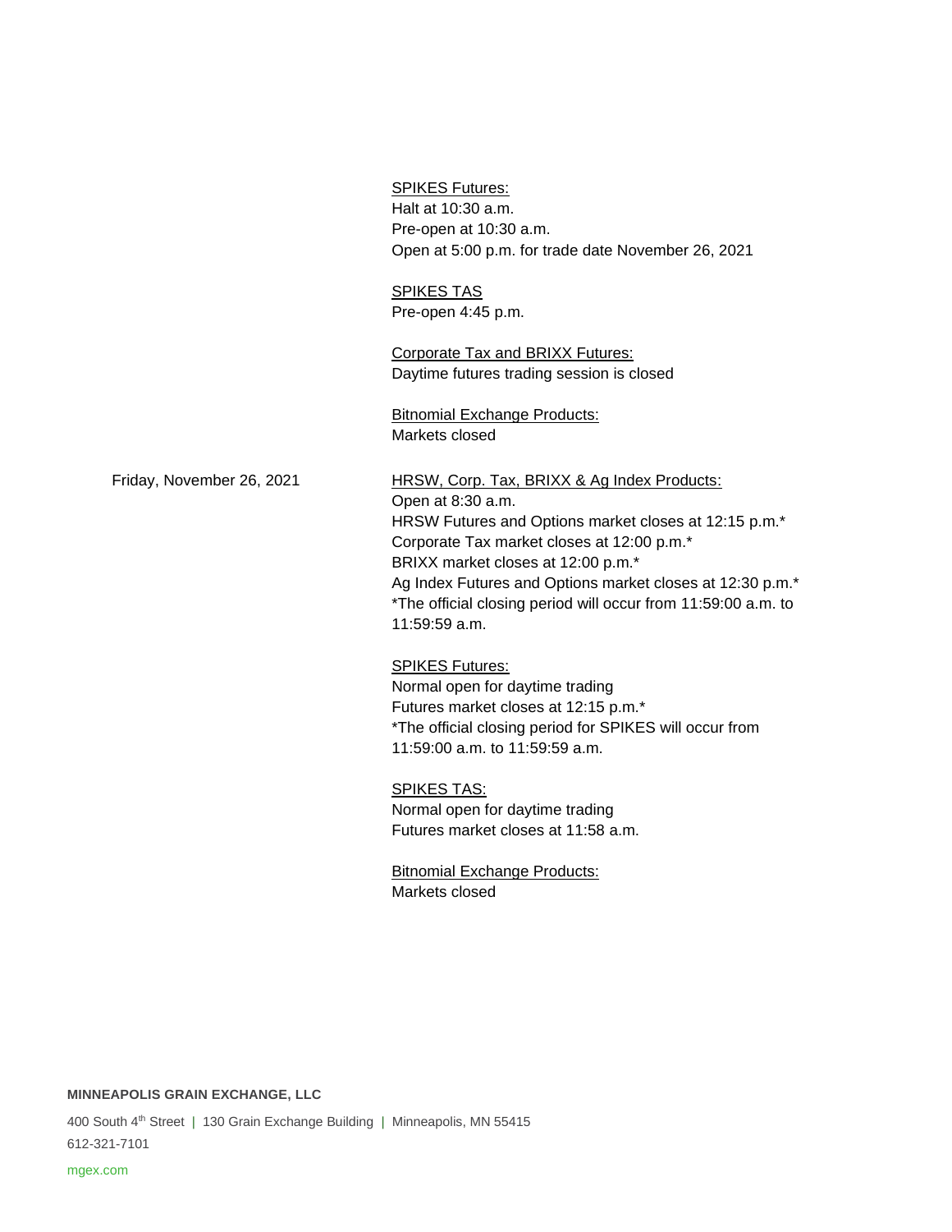SPIKES Futures:
Halt at 10:30 a.m.
Pre-open at 10:30 a.m.
Open at 5:00 p.m. for trade date November 26, 2021

SPIKES TAS
Pre-open 4:45 p.m.

Corporate Tax and BRIXX Futures:
Daytime futures trading session is closed

Bitnomial Exchange Products:
Markets closed

**Friday, November 26, 2021**

HRSW, Corp. Tax, BRIXX & Ag Index Products:
Open at 8:30 a.m.
HRSW Futures and Options market closes at 12:15 p.m.*
Corporate Tax market closes at 12:00 p.m.*
BRIXX market closes at 12:00 p.m.*
Ag Index Futures and Options market closes at 12:30 p.m.*
*The official closing period will occur from 11:59:00 a.m. to 11:59:59 a.m.

SPIKES Futures:
Normal open for daytime trading
Futures market closes at 12:15 p.m.*
*The official closing period for SPIKES will occur from 11:59:00 a.m. to 11:59:59 a.m.

SPIKES TAS:
Normal open for daytime trading
Futures market closes at 11:58 a.m.

Bitnomial Exchange Products:
Markets closed

**MINNEAPOLIS GRAIN EXCHANGE, LLC**

400 South 4th Street | 130 Grain Exchange Building | Minneapolis, MN 55415
612-321-7101

mgex.com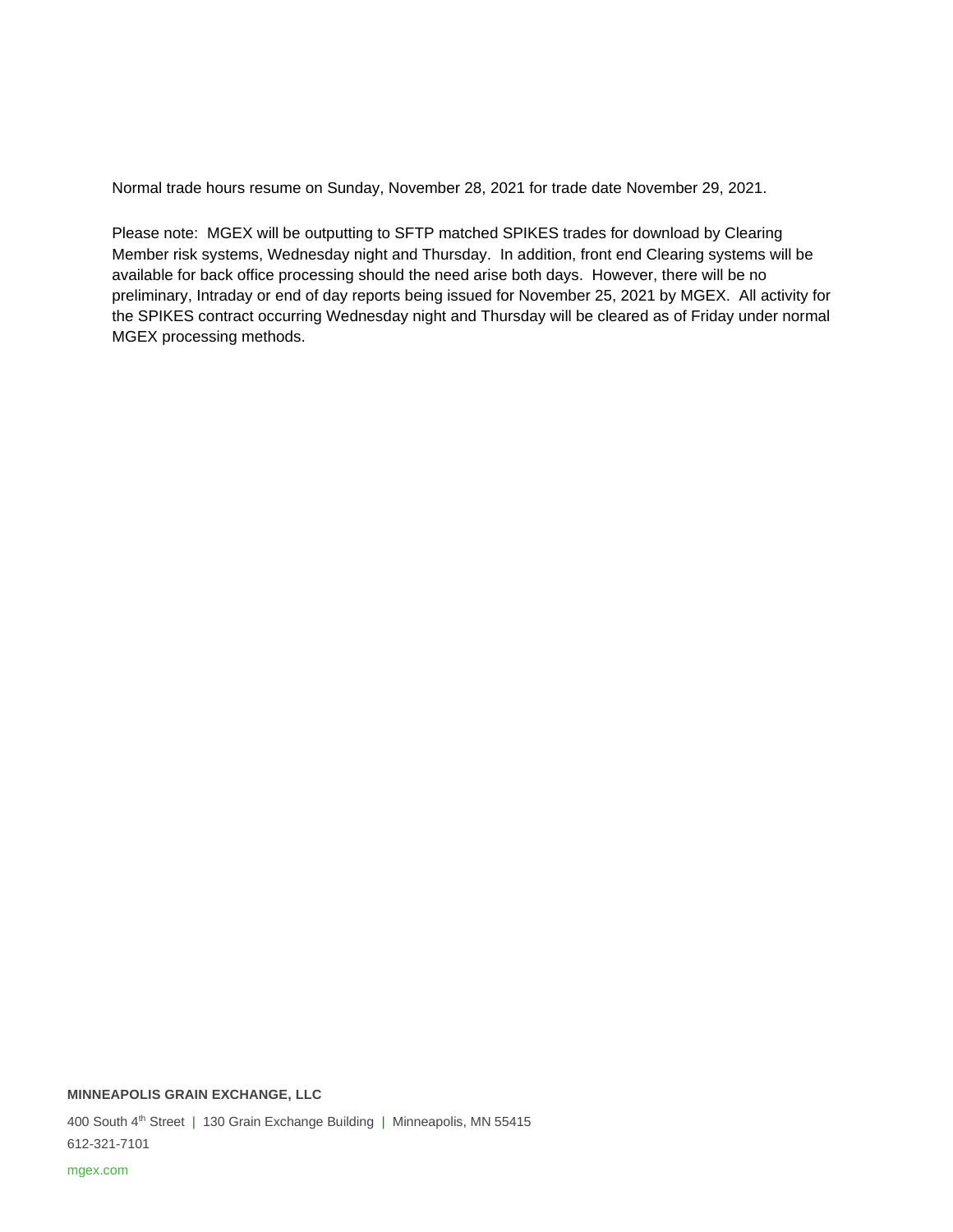Normal trade hours resume on Sunday, November 28, 2021 for trade date November 29, 2021.

Please note: MGEX will be outputting to SFTP matched SPIKES trades for download by Clearing Member risk systems, Wednesday night and Thursday. In addition, front end Clearing systems will be available for back office processing should the need arise both days. However, there will be no preliminary, Intraday or end of day reports being issued for November 25, 2021 by MGEX. All activity for the SPIKES contract occurring Wednesday night and Thursday will be cleared as of Friday under normal MGEX processing methods.

**MINNEAPOLIS GRAIN EXCHANGE, LLC**

400 South 4th Street | 130 Grain Exchange Building | Minneapolis, MN 55415

612-321-7101

mgex.com